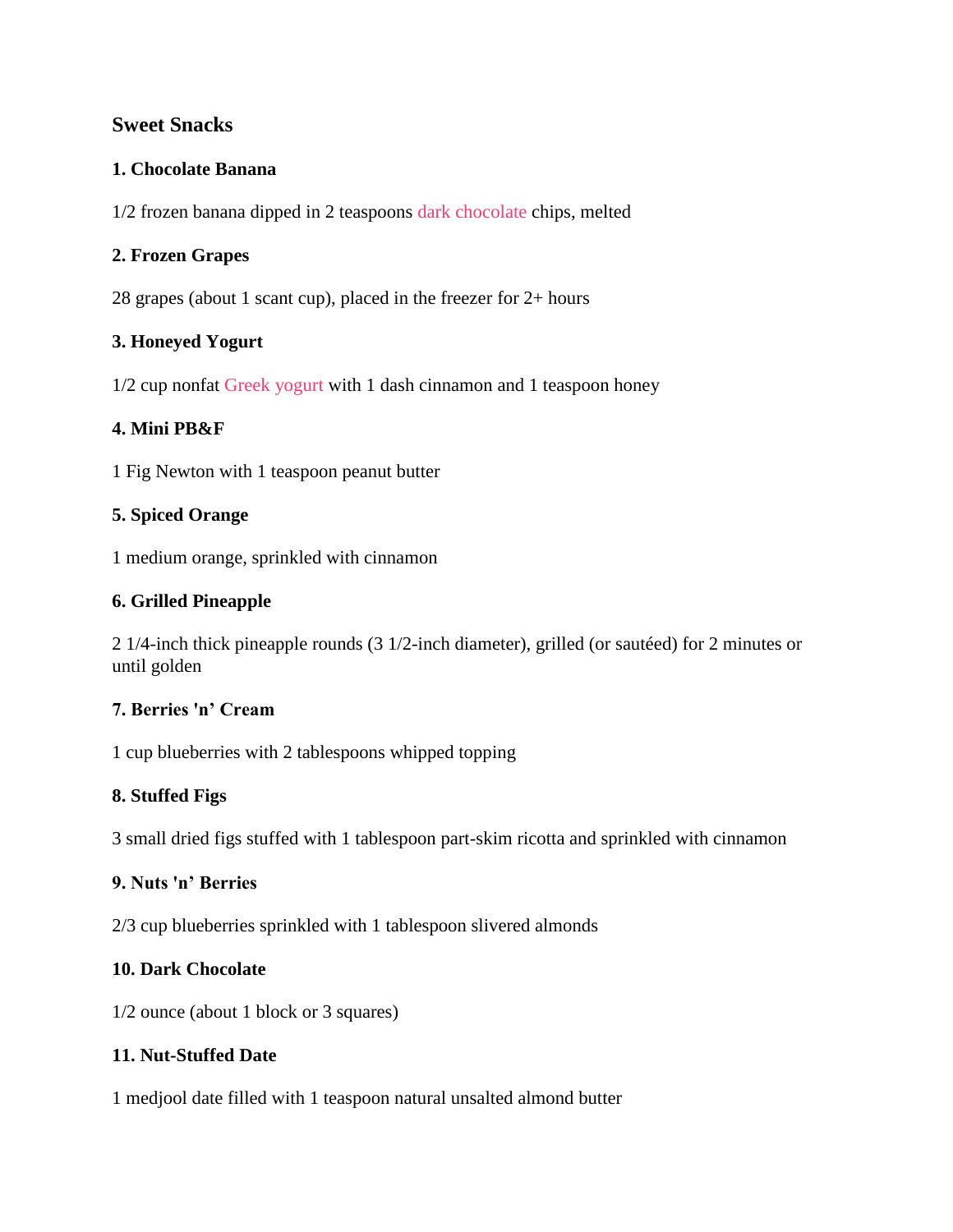## Sweet Snacks

### 1. Chocolate Banana

1/2 frozen banana dipped in 2 teaspoons dark chocolate chips, melted

### 2. Frozen Grapes

28 grapes (about 1 scant cup), placed in the freezer for 2+ hours

### 3. Honeyed Yogurt

1/2 cup nonfat Greek yogurt with 1 dash cinnamon and 1 teaspoon honey

### 4. Mini PB&F

1 Fig Newton with 1 teaspoon peanut butter

### 5. Spiced Orange

1 medium orange, sprinkled with cinnamon

### 6. Grilled Pineapple

2 1/4-inch thick pineapple rounds (3 1/2-inch diameter), grilled (or sautéed) for 2 minutes or until golden

### 7. Berries 'n' Cream

1 cup blueberries with 2 tablespoons whipped topping

### 8. Stuffed Figs

3 small dried figs stuffed with 1 tablespoon part-skim ricotta and sprinkled with cinnamon

### 9. Nuts 'n' Berries

2/3 cup blueberries sprinkled with 1 tablespoon slivered almonds

### 10. Dark Chocolate

1/2 ounce (about 1 block or 3 squares)

### 11. Nut-Stuffed Date

1 medjool date filled with 1 teaspoon natural unsalted almond butter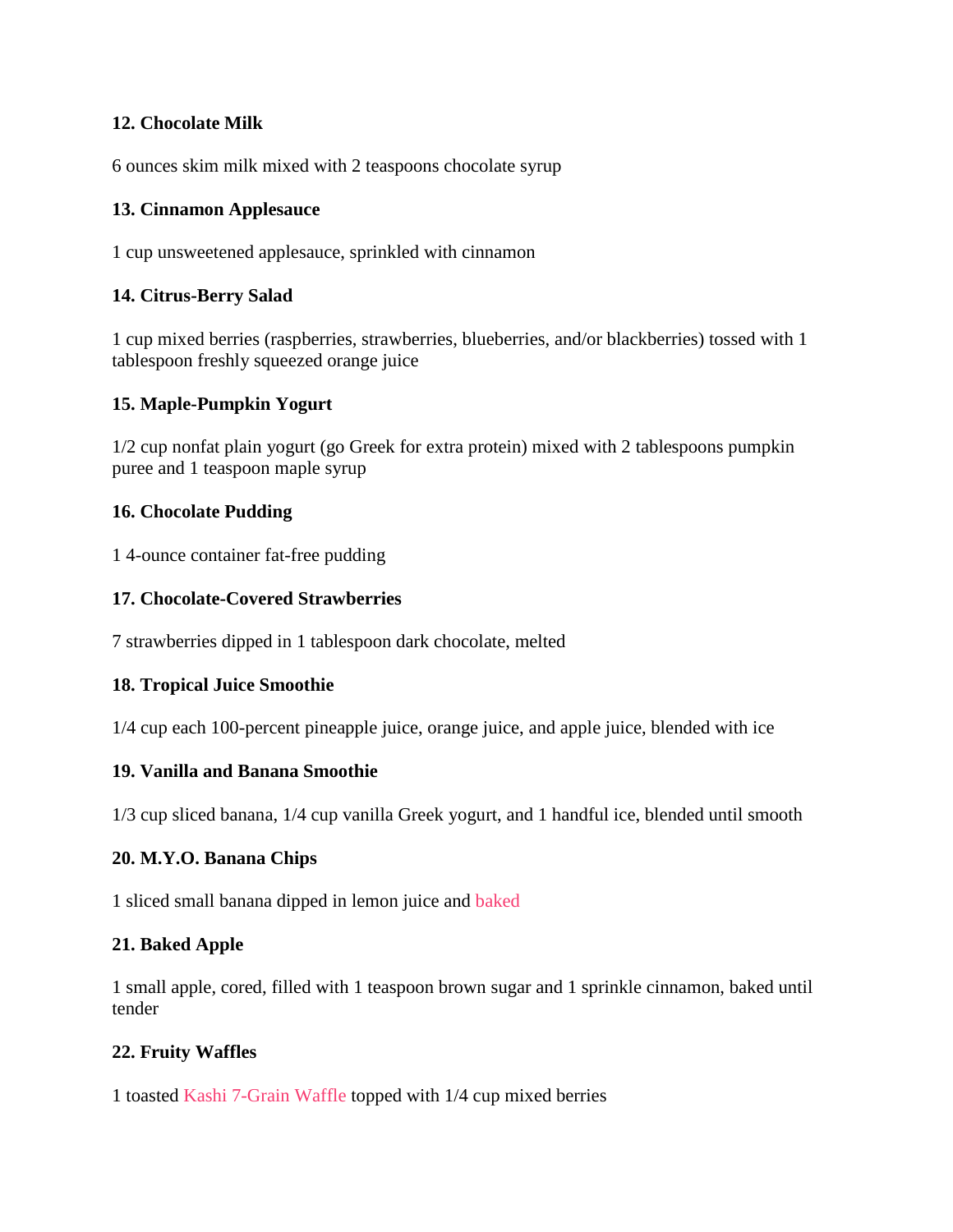**12. Chocolate Milk**

6 ounces skim milk mixed with 2 teaspoons chocolate syrup

**13. Cinnamon Applesauce**

1 cup unsweetened applesauce, sprinkled with cinnamon

**14. Citrus-Berry Salad**

1 cup mixed berries (raspberries, strawberries, blueberries, and/or blackberries) tossed with 1 tablespoon freshly squeezed orange juice

**15. Maple-Pumpkin Yogurt**

1/2 cup nonfat plain yogurt (go Greek for extra protein) mixed with 2 tablespoons pumpkin puree and 1 teaspoon maple syrup

**16. Chocolate Pudding**

1 4-ounce container fat-free pudding

**17. Chocolate-Covered Strawberries**

7 strawberries dipped in 1 tablespoon dark chocolate, melted

**18. Tropical Juice Smoothie**

1/4 cup each 100-percent pineapple juice, orange juice, and apple juice, blended with ice

**19. Vanilla and Banana Smoothie**

1/3 cup sliced banana, 1/4 cup vanilla Greek yogurt, and 1 handful ice, blended until smooth

**20. M.Y.O. Banana Chips**

1 sliced small banana dipped in lemon juice and baked

**21. Baked Apple**

1 small apple, cored, filled with 1 teaspoon brown sugar and 1 sprinkle cinnamon, baked until tender

**22. Fruity Waffles**

1 toasted Kashi 7-Grain Waffle topped with 1/4 cup mixed berries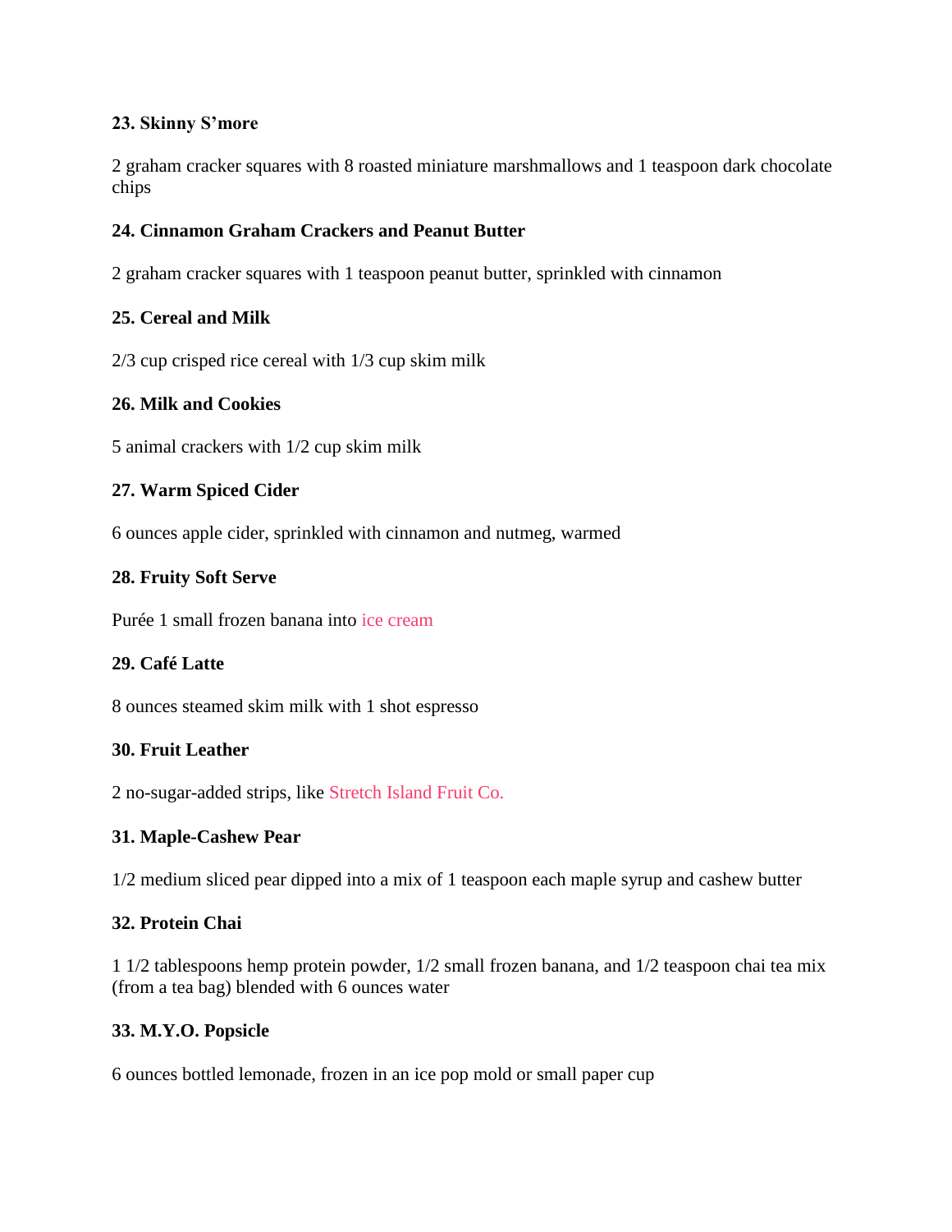**23. Skinny S'more**

2 graham cracker squares with 8 roasted miniature marshmallows and 1 teaspoon dark chocolate chips

**24. Cinnamon Graham Crackers and Peanut Butter**

2 graham cracker squares with 1 teaspoon peanut butter, sprinkled with cinnamon

**25. Cereal and Milk**

2/3 cup crisped rice cereal with 1/3 cup skim milk

**26. Milk and Cookies**

5 animal crackers with 1/2 cup skim milk

**27. Warm Spiced Cider**

6 ounces apple cider, sprinkled with cinnamon and nutmeg, warmed

**28. Fruity Soft Serve**

Purée 1 small frozen banana into ice cream

**29. Café Latte**

8 ounces steamed skim milk with 1 shot espresso

**30. Fruit Leather**

2 no-sugar-added strips, like Stretch Island Fruit Co.

**31. Maple-Cashew Pear**

1/2 medium sliced pear dipped into a mix of 1 teaspoon each maple syrup and cashew butter

**32. Protein Chai**

1 1/2 tablespoons hemp protein powder, 1/2 small frozen banana, and 1/2 teaspoon chai tea mix (from a tea bag) blended with 6 ounces water

**33. M.Y.O. Popsicle**

6 ounces bottled lemonade, frozen in an ice pop mold or small paper cup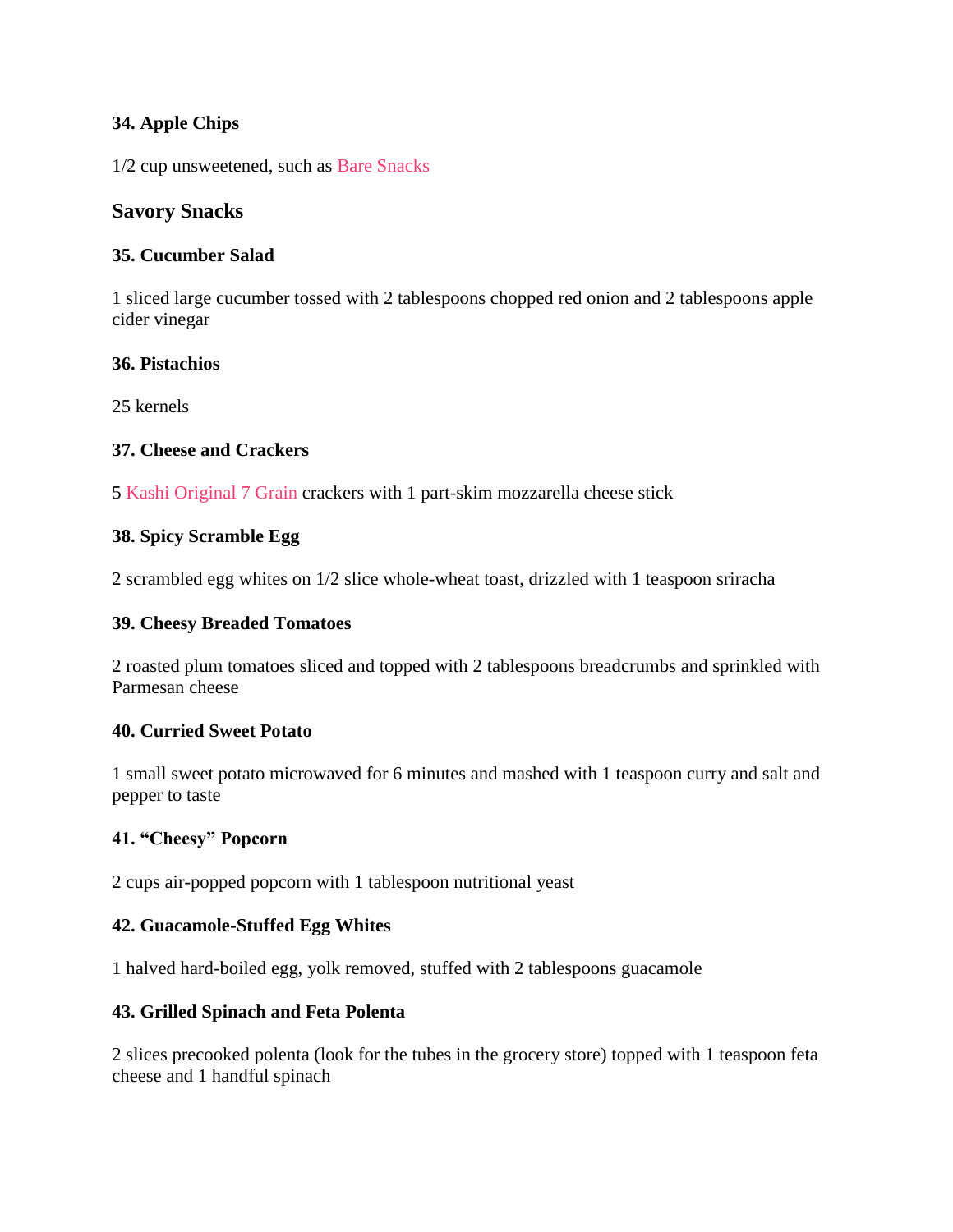**34. Apple Chips**

1/2 cup unsweetened, such as Bare Snacks

## Savory Snacks

**35. Cucumber Salad**

1 sliced large cucumber tossed with 2 tablespoons chopped red onion and 2 tablespoons apple cider vinegar

**36. Pistachios**

25 kernels

**37. Cheese and Crackers**

5 Kashi Original 7 Grain crackers with 1 part-skim mozzarella cheese stick

**38. Spicy Scramble Egg**

2 scrambled egg whites on 1/2 slice whole-wheat toast, drizzled with 1 teaspoon sriracha

**39. Cheesy Breaded Tomatoes**

2 roasted plum tomatoes sliced and topped with 2 tablespoons breadcrumbs and sprinkled with Parmesan cheese

**40. Curried Sweet Potato**

1 small sweet potato microwaved for 6 minutes and mashed with 1 teaspoon curry and salt and pepper to taste

**41. "Cheesy" Popcorn**

2 cups air-popped popcorn with 1 tablespoon nutritional yeast

**42. Guacamole-Stuffed Egg Whites**

1 halved hard-boiled egg, yolk removed, stuffed with 2 tablespoons guacamole

**43. Grilled Spinach and Feta Polenta**

2 slices precooked polenta (look for the tubes in the grocery store) topped with 1 teaspoon feta cheese and 1 handful spinach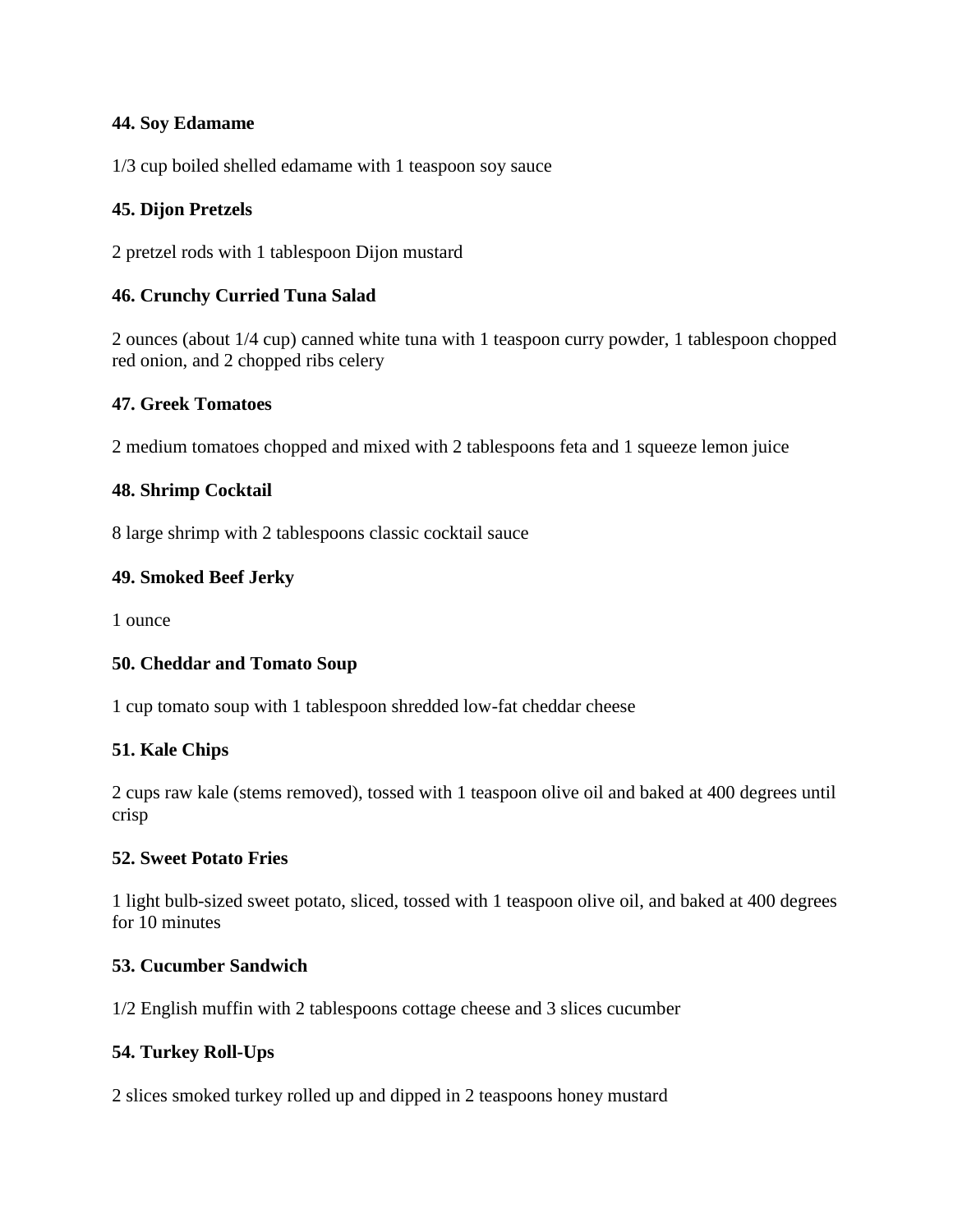**44. Soy Edamame**

1/3 cup boiled shelled edamame with 1 teaspoon soy sauce

**45. Dijon Pretzels**

2 pretzel rods with 1 tablespoon Dijon mustard

**46. Crunchy Curried Tuna Salad**

2 ounces (about 1/4 cup) canned white tuna with 1 teaspoon curry powder, 1 tablespoon chopped red onion, and 2 chopped ribs celery

**47. Greek Tomatoes**

2 medium tomatoes chopped and mixed with 2 tablespoons feta and 1 squeeze lemon juice

**48. Shrimp Cocktail**

8 large shrimp with 2 tablespoons classic cocktail sauce

**49. Smoked Beef Jerky**

1 ounce

**50. Cheddar and Tomato Soup**

1 cup tomato soup with 1 tablespoon shredded low-fat cheddar cheese

**51. Kale Chips**

2 cups raw kale (stems removed), tossed with 1 teaspoon olive oil and baked at 400 degrees until crisp

**52. Sweet Potato Fries**

1 light bulb-sized sweet potato, sliced, tossed with 1 teaspoon olive oil, and baked at 400 degrees for 10 minutes

**53. Cucumber Sandwich**

1/2 English muffin with 2 tablespoons cottage cheese and 3 slices cucumber

**54. Turkey Roll-Ups**

2 slices smoked turkey rolled up and dipped in 2 teaspoons honey mustard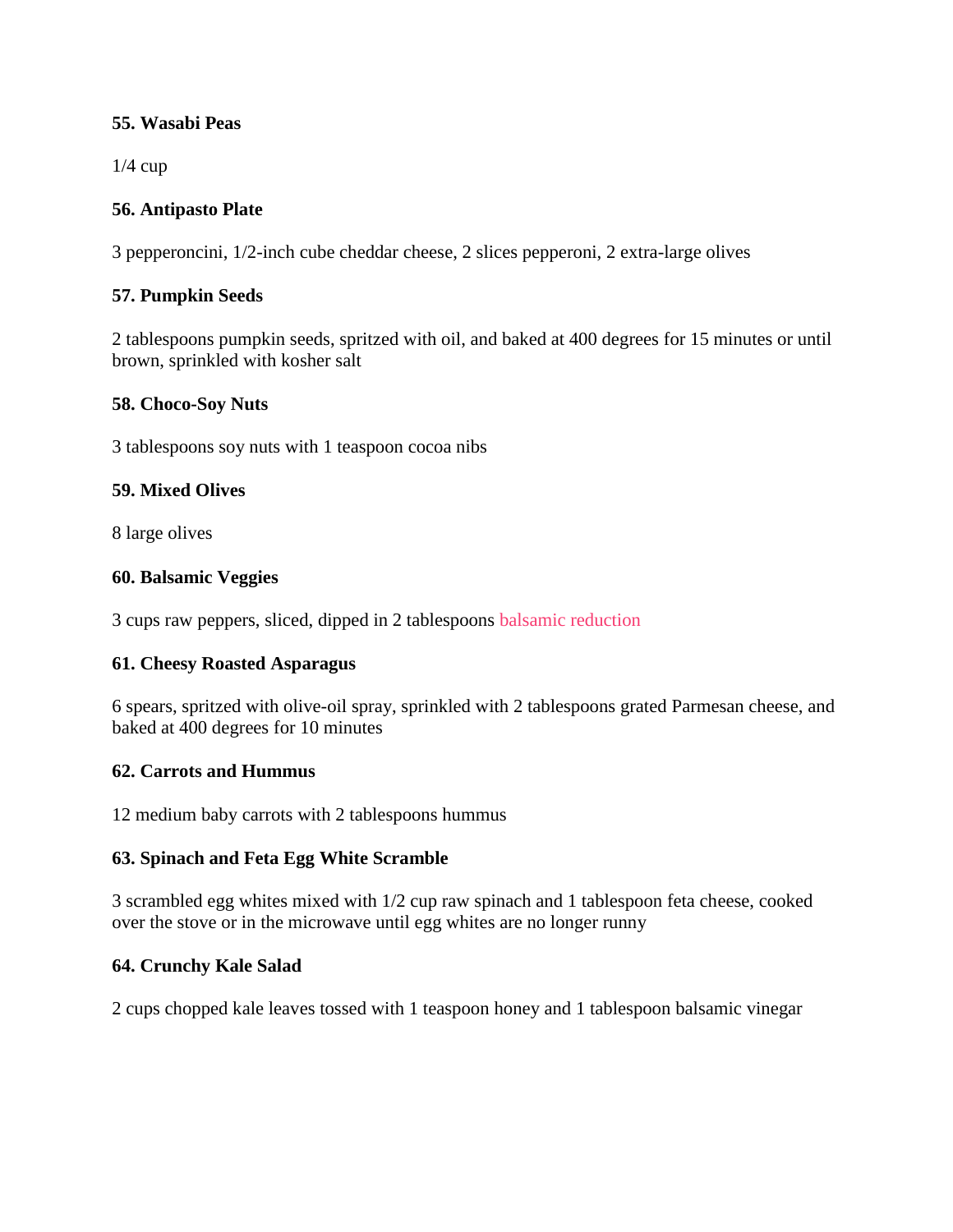**55. Wasabi Peas**

1/4 cup

**56. Antipasto Plate**

3 pepperoncini, 1/2-inch cube cheddar cheese, 2 slices pepperoni, 2 extra-large olives

**57. Pumpkin Seeds**

2 tablespoons pumpkin seeds, spritzed with oil, and baked at 400 degrees for 15 minutes or until brown, sprinkled with kosher salt

**58. Choco-Soy Nuts**

3 tablespoons soy nuts with 1 teaspoon cocoa nibs

**59. Mixed Olives**

8 large olives

**60. Balsamic Veggies**

3 cups raw peppers, sliced, dipped in 2 tablespoons balsamic reduction

**61. Cheesy Roasted Asparagus**

6 spears, spritzed with olive-oil spray, sprinkled with 2 tablespoons grated Parmesan cheese, and baked at 400 degrees for 10 minutes

**62. Carrots and Hummus**

12 medium baby carrots with 2 tablespoons hummus

**63. Spinach and Feta Egg White Scramble**

3 scrambled egg whites mixed with 1/2 cup raw spinach and 1 tablespoon feta cheese, cooked over the stove or in the microwave until egg whites are no longer runny

**64. Crunchy Kale Salad**

2 cups chopped kale leaves tossed with 1 teaspoon honey and 1 tablespoon balsamic vinegar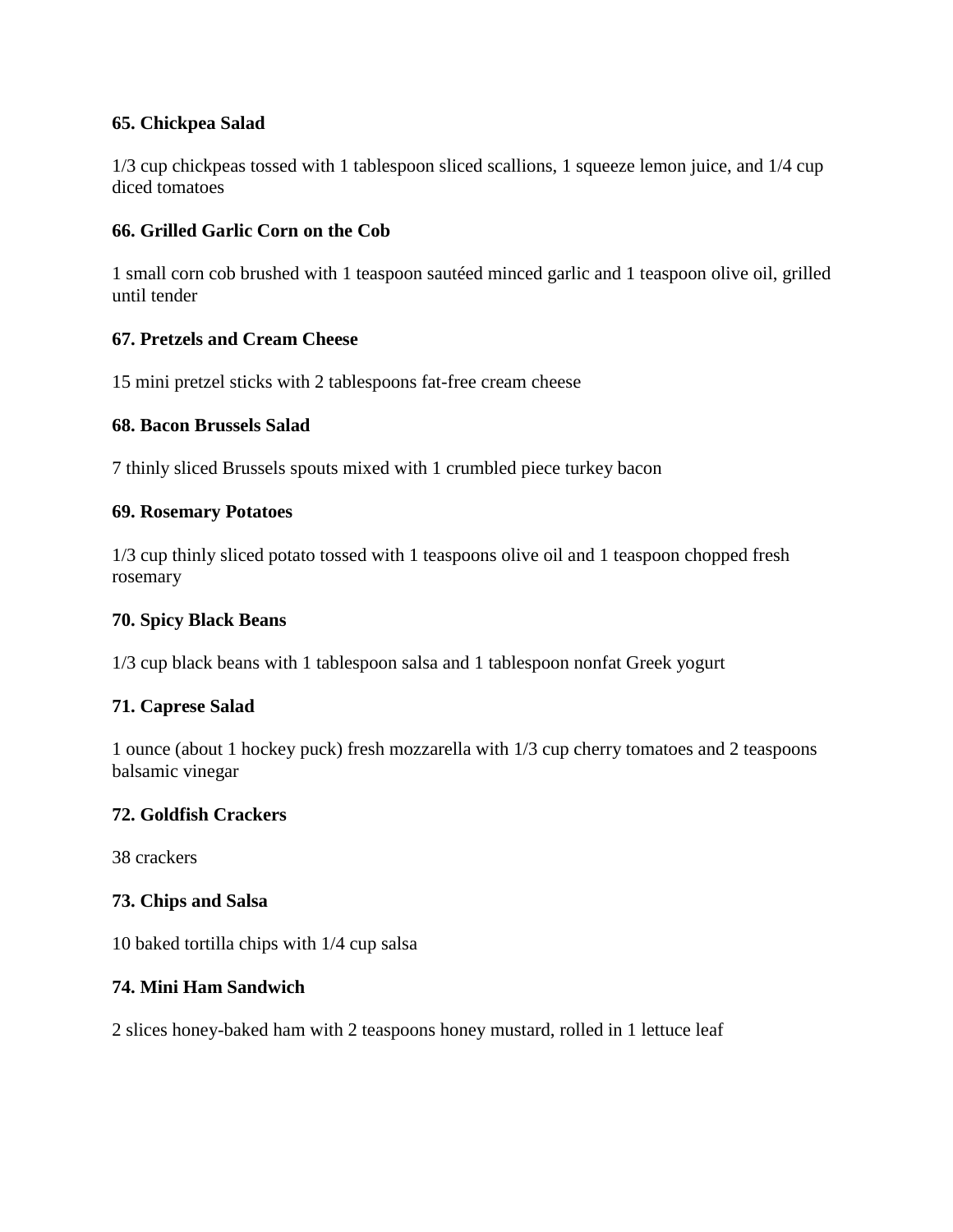**65. Chickpea Salad**

1/3 cup chickpeas tossed with 1 tablespoon sliced scallions, 1 squeeze lemon juice, and 1/4 cup diced tomatoes

**66. Grilled Garlic Corn on the Cob**

1 small corn cob brushed with 1 teaspoon sautéed minced garlic and 1 teaspoon olive oil, grilled until tender

**67. Pretzels and Cream Cheese**

15 mini pretzel sticks with 2 tablespoons fat-free cream cheese

**68. Bacon Brussels Salad**

7 thinly sliced Brussels spouts mixed with 1 crumbled piece turkey bacon

**69. Rosemary Potatoes**

1/3 cup thinly sliced potato tossed with 1 teaspoons olive oil and 1 teaspoon chopped fresh rosemary

**70. Spicy Black Beans**

1/3 cup black beans with 1 tablespoon salsa and 1 tablespoon nonfat Greek yogurt

**71. Caprese Salad**

1 ounce (about 1 hockey puck) fresh mozzarella with 1/3 cup cherry tomatoes and 2 teaspoons balsamic vinegar

**72. Goldfish Crackers**

38 crackers

**73. Chips and Salsa**

10 baked tortilla chips with 1/4 cup salsa

**74. Mini Ham Sandwich**

2 slices honey-baked ham with 2 teaspoons honey mustard, rolled in 1 lettuce leaf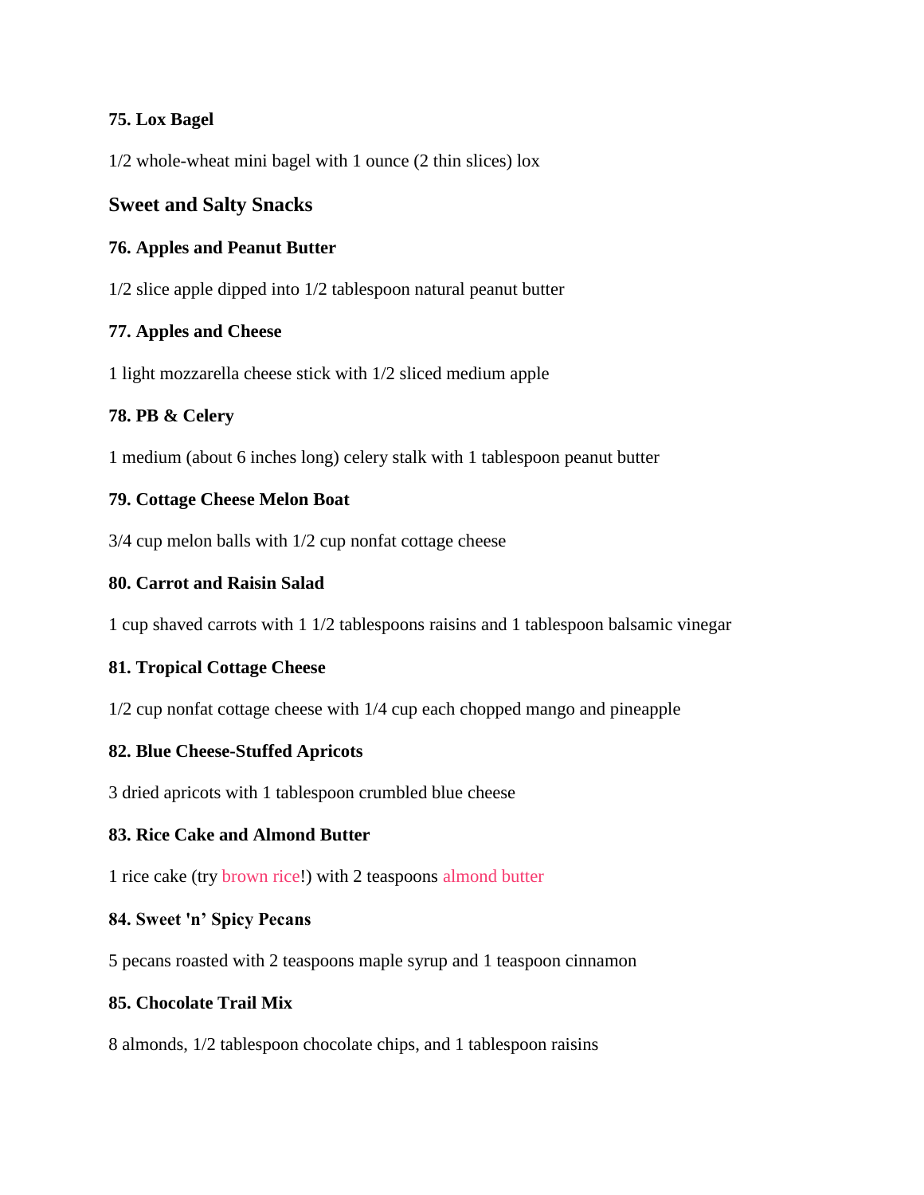**75. Lox Bagel**

1/2 whole-wheat mini bagel with 1 ounce (2 thin slices) lox

## Sweet and Salty Snacks

**76. Apples and Peanut Butter**

1/2 slice apple dipped into 1/2 tablespoon natural peanut butter

**77. Apples and Cheese**

1 light mozzarella cheese stick with 1/2 sliced medium apple

**78. PB & Celery**

1 medium (about 6 inches long) celery stalk with 1 tablespoon peanut butter

**79. Cottage Cheese Melon Boat**

3/4 cup melon balls with 1/2 cup nonfat cottage cheese

**80. Carrot and Raisin Salad**

1 cup shaved carrots with 1 1/2 tablespoons raisins and 1 tablespoon balsamic vinegar

**81. Tropical Cottage Cheese**

1/2 cup nonfat cottage cheese with 1/4 cup each chopped mango and pineapple

**82. Blue Cheese-Stuffed Apricots**

3 dried apricots with 1 tablespoon crumbled blue cheese

**83. Rice Cake and Almond Butter**

1 rice cake (try brown rice!) with 2 teaspoons almond butter

**84. Sweet 'n' Spicy Pecans**

5 pecans roasted with 2 teaspoons maple syrup and 1 teaspoon cinnamon

**85. Chocolate Trail Mix**

8 almonds, 1/2 tablespoon chocolate chips, and 1 tablespoon raisins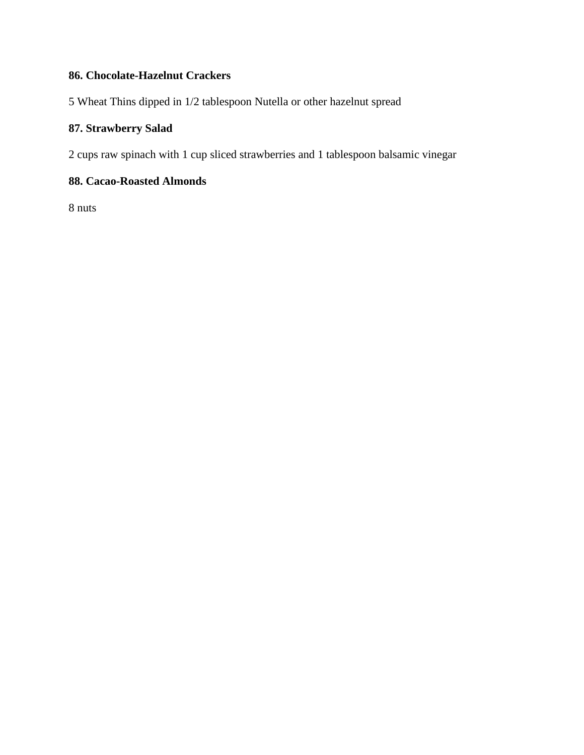**86. Chocolate-Hazelnut Crackers**

5 Wheat Thins dipped in 1/2 tablespoon Nutella or other hazelnut spread

**87. Strawberry Salad**

2 cups raw spinach with 1 cup sliced strawberries and 1 tablespoon balsamic vinegar

**88. Cacao-Roasted Almonds**

8 nuts